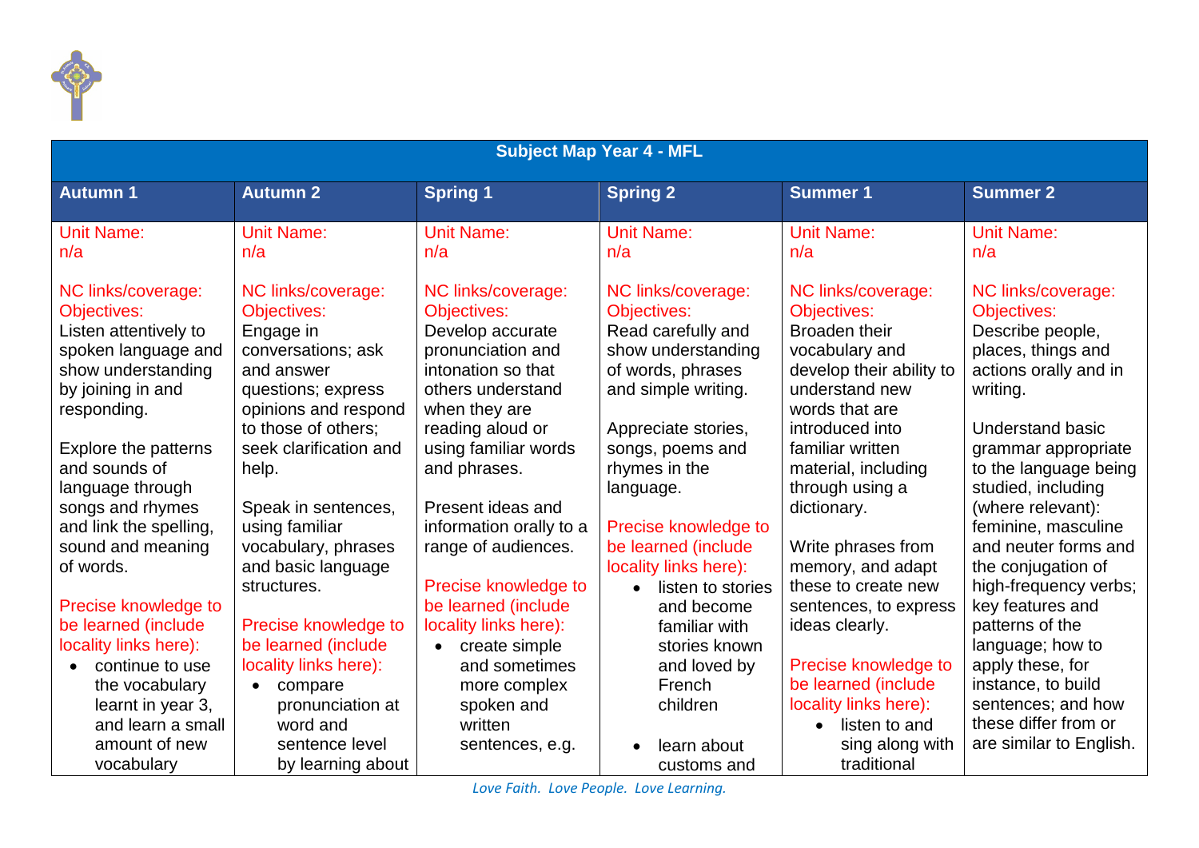| Subject Map Year 4 - MFL | | | | | |
|---|---|---|---|---|---|
| **Autumn 1** | **Autumn 2** | **Spring 1** | **Spring 2** | **Summer 1** | **Summer 2** |
| Unit Name:<br>n/a<br><br>NC links/coverage:<br>Objectives:<br>Listen attentively to spoken language and show understanding by joining in and responding.<br><br>Explore the patterns and sounds of language through songs and rhymes and link the spelling, sound and meaning of words.<br><br>Precise knowledge to be learned (include locality links here):<br>• continue to use the vocabulary learnt in year 3, and learn a small amount of new vocabulary | Unit Name:<br>n/a<br><br>NC links/coverage:<br>Objectives:<br>Engage in conversations; ask and answer questions; express opinions and respond to those of others; seek clarification and help.<br><br>Speak in sentences, using familiar vocabulary, phrases and basic language structures.<br><br>Precise knowledge to be learned (include locality links here):<br>• compare pronunciation at word and sentence level by learning about | Unit Name:<br>n/a<br><br>NC links/coverage:<br>Objectives:<br>Develop accurate pronunciation and intonation so that others understand when they are reading aloud or using familiar words and phrases.<br><br>Present ideas and information orally to a range of audiences.<br><br>Precise knowledge to be learned (include locality links here):<br>• create simple and sometimes more complex spoken and written sentences, e.g. | Unit Name:<br>n/a<br><br>NC links/coverage:<br>Objectives:<br>Read carefully and show understanding of words, phrases and simple writing.<br><br>Appreciate stories, songs, poems and rhymes in the language.<br><br>Precise knowledge to be learned (include locality links here):<br>• listen to stories and become familiar with stories known and loved by French children<br><br>• learn about customs and | Unit Name:<br>n/a<br><br>NC links/coverage:<br>Objectives:<br>Broaden their vocabulary and develop their ability to understand new words that are introduced into familiar written material, including through using a dictionary.<br><br>Write phrases from memory, and adapt these to create new sentences, to express ideas clearly.<br><br>Precise knowledge to be learned (include locality links here):<br>• listen to and sing along with traditional | Unit Name:<br>n/a<br><br>NC links/coverage:<br>Objectives:<br>Describe people, places, things and actions orally and in writing.<br><br>Understand basic grammar appropriate to the language being studied, including (where relevant): feminine, masculine and neuter forms and the conjugation of high-frequency verbs; key features and patterns of the language; how to apply these, for instance, to build sentences; and how these differ from or are similar to English. |

*Love Faith. Love People. Love Learning.*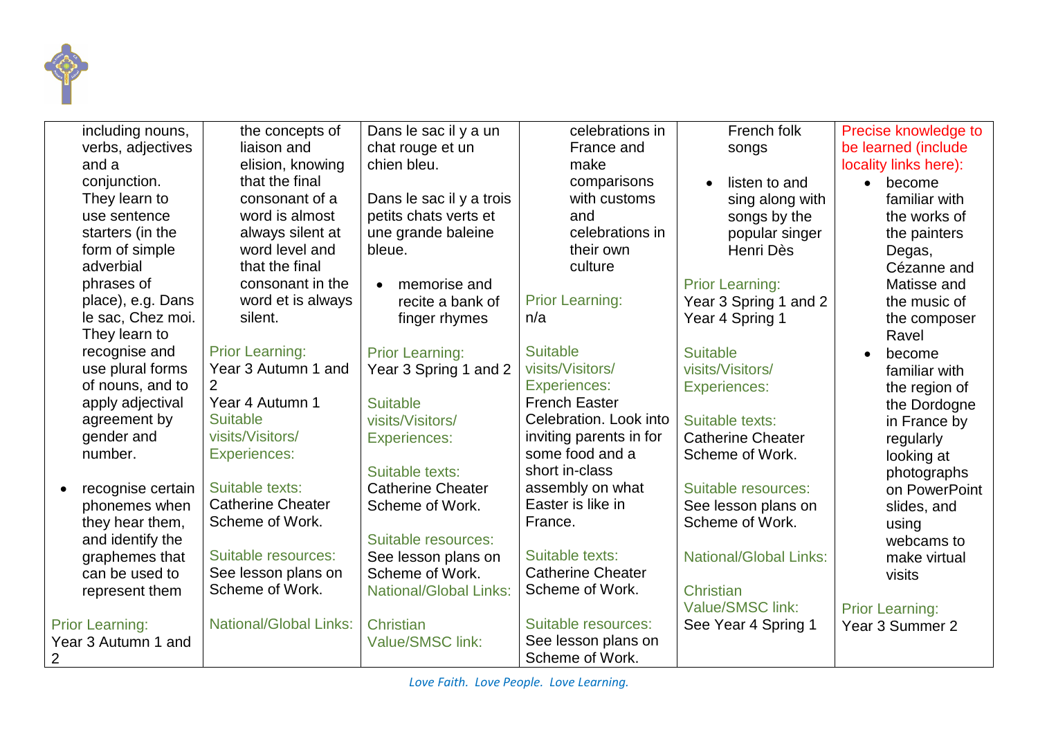| | | | | | |
|---|---|---|---|---|---|
| including nouns, verbs, adjectives and a conjunction. They learn to use sentence starters (in the form of simple adverbial phrases of place), e.g. Dans le sac, Chez moi. They learn to recognise and use plural forms of nouns, and to apply adjectival agreement by gender and number.<br><br>• recognise certain phonemes when they hear them, and identify the graphemes that can be used to represent them<br><br>Prior Learning:<br>Year 3 Autumn 1 and 2 | the concepts of liaison and elision, knowing that the final consonant of a word is almost always silent at word level and that the final consonant in the word et is always silent.<br><br>Prior Learning:<br>Year 3 Autumn 1 and 2<br>Year 4 Autumn 1<br>Suitable visits/Visitors/ Experiences:<br><br>Suitable texts:<br>Catherine Cheater Scheme of Work.<br><br>Suitable resources:<br>See lesson plans on Scheme of Work.<br><br>National/Global Links: | Dans le sac il y a un chat rouge et un chien bleu.<br><br>Dans le sac il y a trois petits chats verts et une grande baleine bleue.<br><br>• memorise and recite a bank of finger rhymes<br><br>Prior Learning:<br>Year 3 Spring 1 and 2<br><br>Suitable visits/Visitors/ Experiences:<br><br>Suitable texts:<br>Catherine Cheater Scheme of Work.<br><br>Suitable resources:<br>See lesson plans on Scheme of Work.<br>National/Global Links:<br><br>Christian Value/SMSC link: | celebrations in France and make comparisons with customs and celebrations in their own culture<br><br>Prior Learning:<br>n/a<br><br>Suitable visits/Visitors/ Experiences:<br>French Easter Celebration. Look into inviting parents in for some food and a short in-class assembly on what Easter is like in France.<br><br>Suitable texts:<br>Catherine Cheater Scheme of Work.<br><br>Suitable resources:<br>See lesson plans on Scheme of Work. | French folk songs<br><br>• listen to and sing along with songs by the popular singer Henri Dès<br><br>Prior Learning:<br>Year 3 Spring 1 and 2<br>Year 4 Spring 1<br><br>Suitable visits/Visitors/ Experiences:<br><br>Suitable texts:<br>Catherine Cheater Scheme of Work.<br><br>Suitable resources:<br>See lesson plans on Scheme of Work.<br><br>National/Global Links:<br><br>Christian Value/SMSC link:<br>See Year 4 Spring 1 | Precise knowledge to be learned (include locality links here):<br>• become familiar with the works of the painters Degas, Cézanne and Matisse and the music of the composer Ravel<br>• become familiar with the region of the Dordogne in France by regularly looking at photographs on PowerPoint slides, and using webcams to make virtual visits<br><br>Prior Learning:<br>Year 3 Summer 2 |

*Love Faith. Love People. Love Learning.*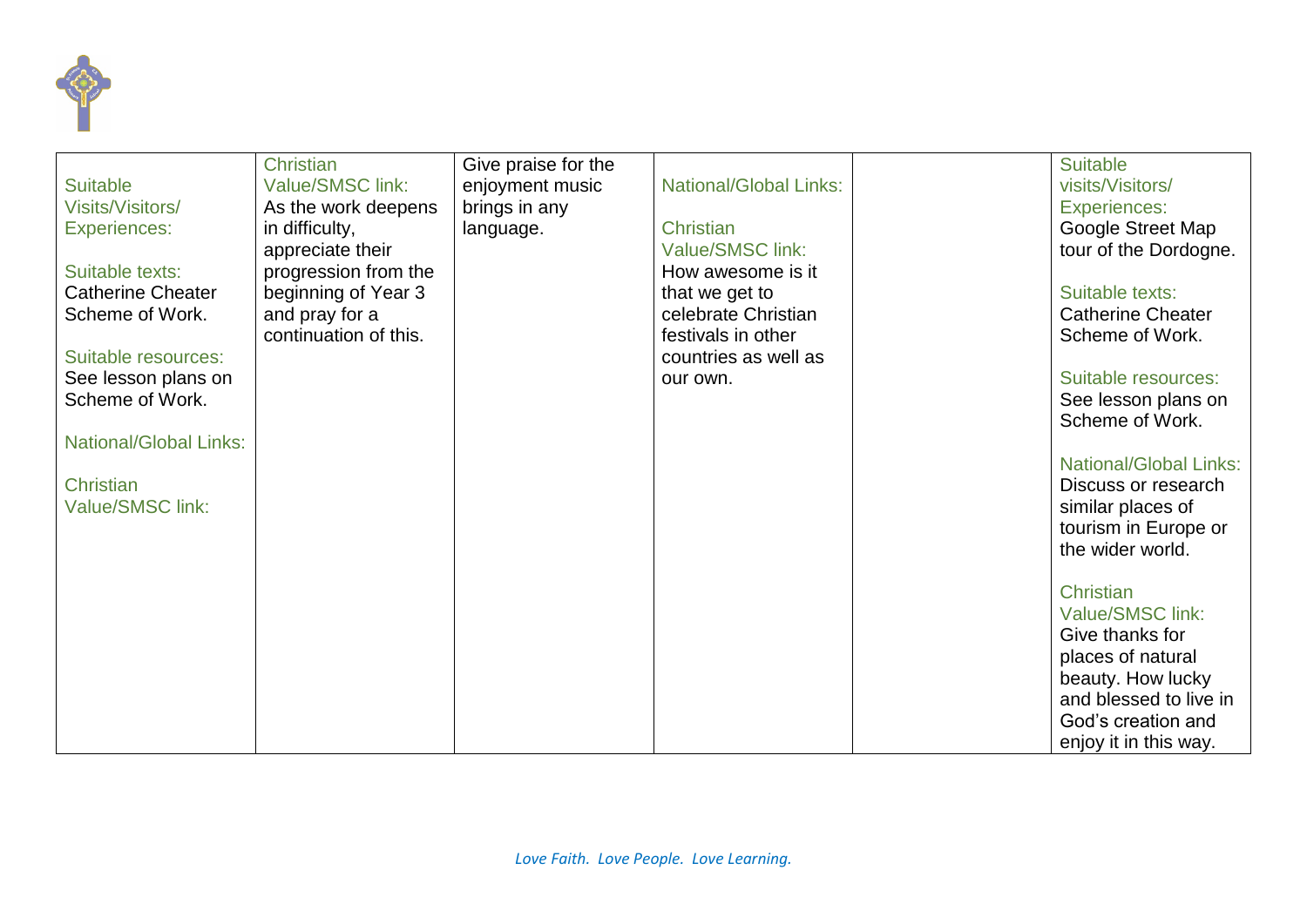| | | | | | |
|---|---|---|---|---|---|
| Suitable Visits/Visitors/ Experiences:<br><br>Suitable texts:<br>Catherine Cheater Scheme of Work.<br><br>Suitable resources:<br>See lesson plans on Scheme of Work.<br><br>National/Global Links:<br><br>Christian Value/SMSC link: | Christian Value/SMSC link:<br>As the work deepens in difficulty, appreciate their progression from the beginning of Year 3 and pray for a continuation of this. | Give praise for the enjoyment music brings in any language. | National/Global Links:<br><br>Christian Value/SMSC link:<br>How awesome is it that we get to celebrate Christian festivals in other countries as well as our own. | | Suitable visits/Visitors/ Experiences:<br>Google Street Map tour of the Dordogne.<br><br>Suitable texts:<br>Catherine Cheater Scheme of Work.<br><br>Suitable resources:<br>See lesson plans on Scheme of Work.<br><br>National/Global Links:<br>Discuss or research similar places of tourism in Europe or the wider world.<br><br>Christian Value/SMSC link:<br>Give thanks for places of natural beauty. How lucky and blessed to live in God's creation and enjoy it in this way. |